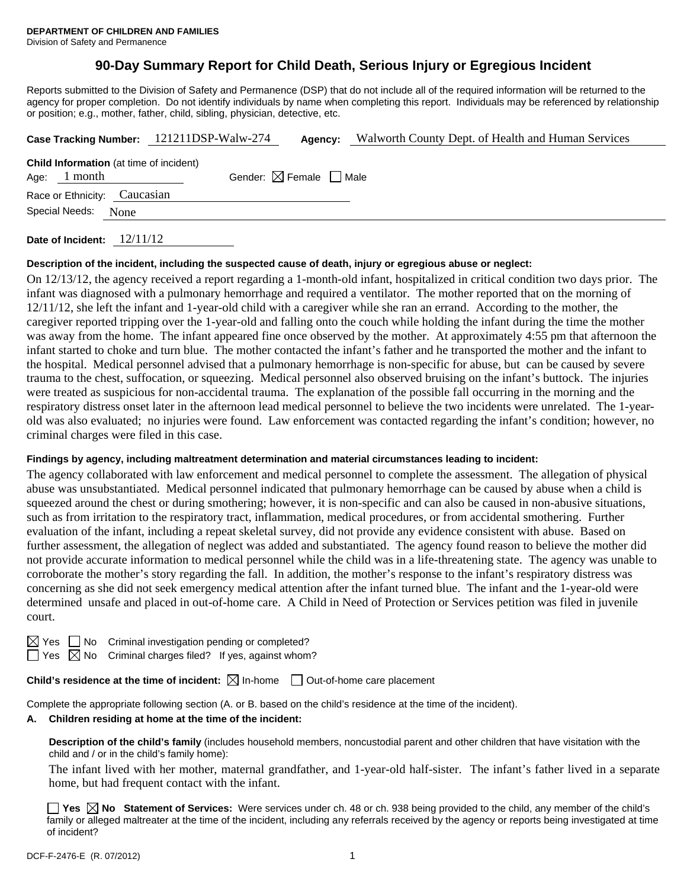**DEPARTMENT OF CHILDREN AND FAMILIES**
Division of Safety and Permanence

# 90-Day Summary Report for Child Death, Serious Injury or Egregious Incident

Reports submitted to the Division of Safety and Permanence (DSP) that do not include all of the required information will be returned to the agency for proper completion. Do not identify individuals by name when completing this report. Individuals may be referenced by relationship or position; e.g., mother, father, child, sibling, physician, detective, etc.

**Case Tracking Number:** 121211DSP-Walw-274 **Agency:** Walworth County Dept. of Health and Human Services

**Child Information** (at time of incident)
Age: 1 month Gender: ☒ Female ☐ Male
Race or Ethnicity: Caucasian
Special Needs: None

**Date of Incident:** 12/11/12

**Description of the incident, including the suspected cause of death, injury or egregious abuse or neglect:**

On 12/13/12, the agency received a report regarding a 1-month-old infant, hospitalized in critical condition two days prior. The infant was diagnosed with a pulmonary hemorrhage and required a ventilator. The mother reported that on the morning of 12/11/12, she left the infant and 1-year-old child with a caregiver while she ran an errand. According to the mother, the caregiver reported tripping over the 1-year-old and falling onto the couch while holding the infant during the time the mother was away from the home. The infant appeared fine once observed by the mother. At approximately 4:55 pm that afternoon the infant started to choke and turn blue. The mother contacted the infant's father and he transported the mother and the infant to the hospital. Medical personnel advised that a pulmonary hemorrhage is non-specific for abuse, but can be caused by severe trauma to the chest, suffocation, or squeezing. Medical personnel also observed bruising on the infant's buttock. The injuries were treated as suspicious for non-accidental trauma. The explanation of the possible fall occurring in the morning and the respiratory distress onset later in the afternoon lead medical personnel to believe the two incidents were unrelated. The 1-year-old was also evaluated; no injuries were found. Law enforcement was contacted regarding the infant's condition; however, no criminal charges were filed in this case.

**Findings by agency, including maltreatment determination and material circumstances leading to incident:**

The agency collaborated with law enforcement and medical personnel to complete the assessment. The allegation of physical abuse was unsubstantiated. Medical personnel indicated that pulmonary hemorrhage can be caused by abuse when a child is squeezed around the chest or during smothering; however, it is non-specific and can also be caused in non-abusive situations, such as from irritation to the respiratory tract, inflammation, medical procedures, or from accidental smothering. Further evaluation of the infant, including a repeat skeletal survey, did not provide any evidence consistent with abuse. Based on further assessment, the allegation of neglect was added and substantiated. The agency found reason to believe the mother did not provide accurate information to medical personnel while the child was in a life-threatening state. The agency was unable to corroborate the mother's story regarding the fall. In addition, the mother's response to the infant's respiratory distress was concerning as she did not seek emergency medical attention after the infant turned blue. The infant and the 1-year-old were determined unsafe and placed in out-of-home care. A Child in Need of Protection or Services petition was filed in juvenile court.

☒ Yes ☐ No Criminal investigation pending or completed?
☐ Yes ☒ No Criminal charges filed? If yes, against whom?

**Child's residence at the time of incident:** ☒ In-home ☐ Out-of-home care placement

Complete the appropriate following section (A. or B. based on the child's residence at the time of the incident).

**A. Children residing at home at the time of the incident:**

**Description of the child's family** (includes household members, noncustodial parent and other children that have visitation with the child and / or in the child's family home):

The infant lived with her mother, maternal grandfather, and 1-year-old half-sister. The infant's father lived in a separate home, but had frequent contact with the infant.

☐ **Yes** ☒ **No Statement of Services:** Were services under ch. 48 or ch. 938 being provided to the child, any member of the child's family or alleged maltreater at the time of the incident, including any referrals received by the agency or reports being investigated at time of incident?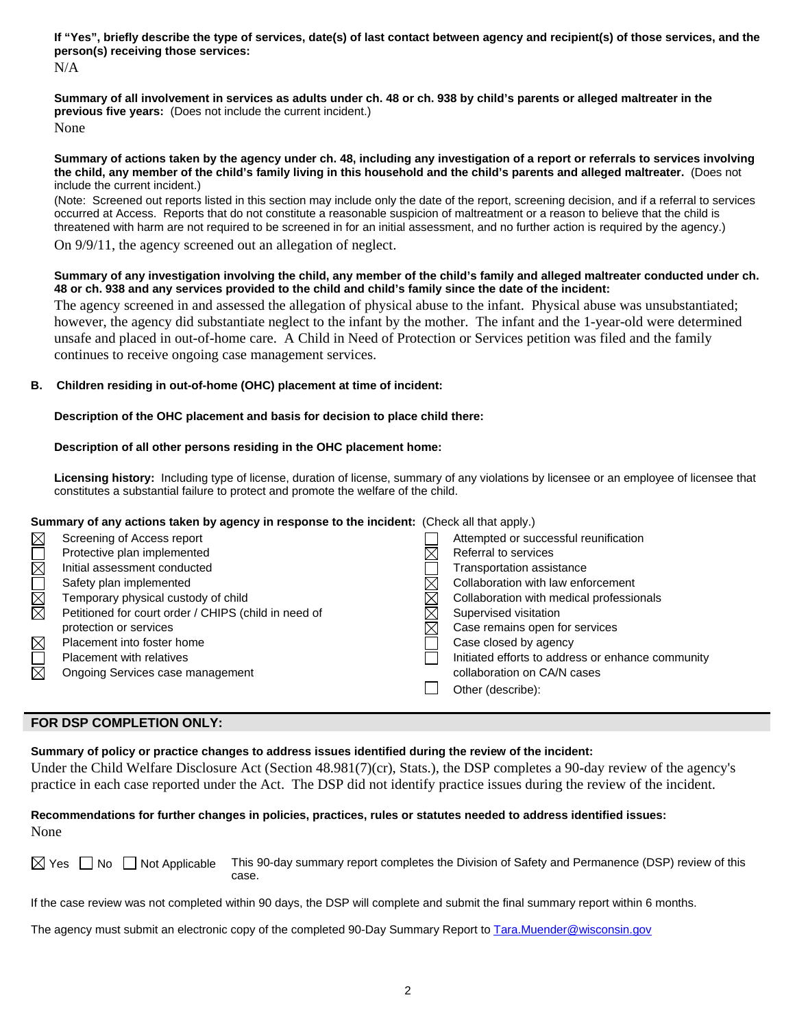**If "Yes", briefly describe the type of services, date(s) of last contact between agency and recipient(s) of those services, and the person(s) receiving those services:**

N/A

**Summary of all involvement in services as adults under ch. 48 or ch. 938 by child's parents or alleged maltreater in the previous five years:** (Does not include the current incident.)

None

**Summary of actions taken by the agency under ch. 48, including any investigation of a report or referrals to services involving the child, any member of the child's family living in this household and the child's parents and alleged maltreater.** (Does not include the current incident.)

(Note: Screened out reports listed in this section may include only the date of the report, screening decision, and if a referral to services occurred at Access. Reports that do not constitute a reasonable suspicion of maltreatment or a reason to believe that the child is threatened with harm are not required to be screened in for an initial assessment, and no further action is required by the agency.)

On 9/9/11, the agency screened out an allegation of neglect.

**Summary of any investigation involving the child, any member of the child's family and alleged maltreater conducted under ch. 48 or ch. 938 and any services provided to the child and child's family since the date of the incident:**

The agency screened in and assessed the allegation of physical abuse to the infant. Physical abuse was unsubstantiated; however, the agency did substantiate neglect to the infant by the mother. The infant and the 1-year-old were determined unsafe and placed in out-of-home care. A Child in Need of Protection or Services petition was filed and the family continues to receive ongoing case management services.

**B. Children residing in out-of-home (OHC) placement at time of incident:**

**Description of the OHC placement and basis for decision to place child there:**

**Description of all other persons residing in the OHC placement home:**

**Licensing history:** Including type of license, duration of license, summary of any violations by licensee or an employee of licensee that constitutes a substantial failure to protect and promote the welfare of the child.

**Summary of any actions taken by agency in response to the incident:** (Check all that apply.)

- ☒ Screening of Access report
- ☐ Protective plan implemented
- ☒ Initial assessment conducted
- ☐ Safety plan implemented
- ☒ Temporary physical custody of child
- ☒ Petitioned for court order / CHIPS (child in need of protection or services
- ☒ Placement into foster home
- ☐ Placement with relatives
- ☒ Ongoing Services case management
- ☐ Attempted or successful reunification
- ☒ Referral to services
- ☐ Transportation assistance
- ☒ Collaboration with law enforcement
- ☒ Collaboration with medical professionals
- ☒ Supervised visitation
- ☒ Case remains open for services
- ☐ Case closed by agency
- ☐ Initiated efforts to address or enhance community collaboration on CA/N cases
- ☐ Other (describe):

## FOR DSP COMPLETION ONLY:

**Summary of policy or practice changes to address issues identified during the review of the incident:**

Under the Child Welfare Disclosure Act (Section 48.981(7)(cr), Stats.), the DSP completes a 90-day review of the agency's practice in each case reported under the Act. The DSP did not identify practice issues during the review of the incident.

**Recommendations for further changes in policies, practices, rules or statutes needed to address identified issues:**

None

☒ Yes ☐ No ☐ Not Applicable This 90-day summary report completes the Division of Safety and Permanence (DSP) review of this case.

If the case review was not completed within 90 days, the DSP will complete and submit the final summary report within 6 months.

The agency must submit an electronic copy of the completed 90-Day Summary Report to Tara.Muender@wisconsin.gov